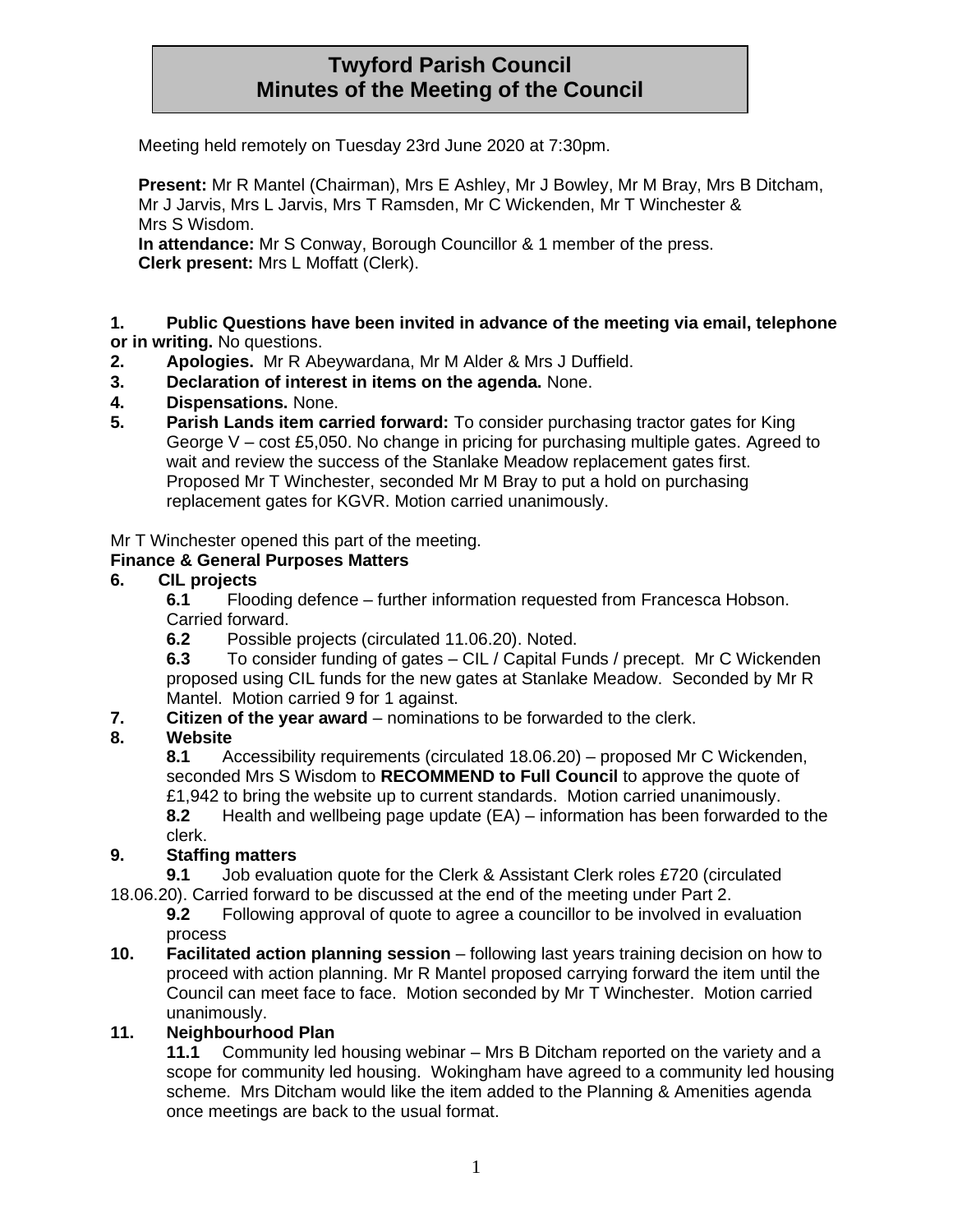# Twyford Parish Council
# Minutes of the Meeting of the Council

Meeting held remotely on Tuesday 23rd June 2020 at 7:30pm.

**Present:** Mr R Mantel (Chairman), Mrs E Ashley, Mr J Bowley, Mr M Bray, Mrs B Ditcham, Mr J Jarvis, Mrs L Jarvis, Mrs T Ramsden, Mr C Wickenden, Mr T Winchester & Mrs S Wisdom.
**In attendance:** Mr S Conway, Borough Councillor & 1 member of the press.
**Clerk present:** Mrs L Moffatt (Clerk).

**1. Public Questions have been invited in advance of the meeting via email, telephone or in writing.** No questions.

**2. Apologies.** Mr R Abeywardana, Mr M Alder & Mrs J Duffield.

**3. Declaration of interest in items on the agenda.** None.

**4. Dispensations.** None.

**5. Parish Lands item carried forward:** To consider purchasing tractor gates for King George V – cost £5,050. No change in pricing for purchasing multiple gates. Agreed to wait and review the success of the Stanlake Meadow replacement gates first. Proposed Mr T Winchester, seconded Mr M Bray to put a hold on purchasing replacement gates for KGVR. Motion carried unanimously.

Mr T Winchester opened this part of the meeting.

**Finance & General Purposes Matters**

**6. CIL projects**

**6.1** Flooding defence – further information requested from Francesca Hobson. Carried forward.

**6.2** Possible projects (circulated 11.06.20). Noted.

**6.3** To consider funding of gates – CIL / Capital Funds / precept. Mr C Wickenden proposed using CIL funds for the new gates at Stanlake Meadow. Seconded by Mr R Mantel. Motion carried 9 for 1 against.

**7. Citizen of the year award** – nominations to be forwarded to the clerk.

**8. Website**

**8.1** Accessibility requirements (circulated 18.06.20) – proposed Mr C Wickenden, seconded Mrs S Wisdom to **RECOMMEND to Full Council** to approve the quote of £1,942 to bring the website up to current standards. Motion carried unanimously.

**8.2** Health and wellbeing page update (EA) – information has been forwarded to the clerk.

**9. Staffing matters**

**9.1** Job evaluation quote for the Clerk & Assistant Clerk roles £720 (circulated 18.06.20). Carried forward to be discussed at the end of the meeting under Part 2.

**9.2** Following approval of quote to agree a councillor to be involved in evaluation process

**10. Facilitated action planning session** – following last years training decision on how to proceed with action planning. Mr R Mantel proposed carrying forward the item until the Council can meet face to face. Motion seconded by Mr T Winchester. Motion carried unanimously.

**11. Neighbourhood Plan**

**11.1** Community led housing webinar – Mrs B Ditcham reported on the variety and a scope for community led housing. Wokingham have agreed to a community led housing scheme. Mrs Ditcham would like the item added to the Planning & Amenities agenda once meetings are back to the usual format.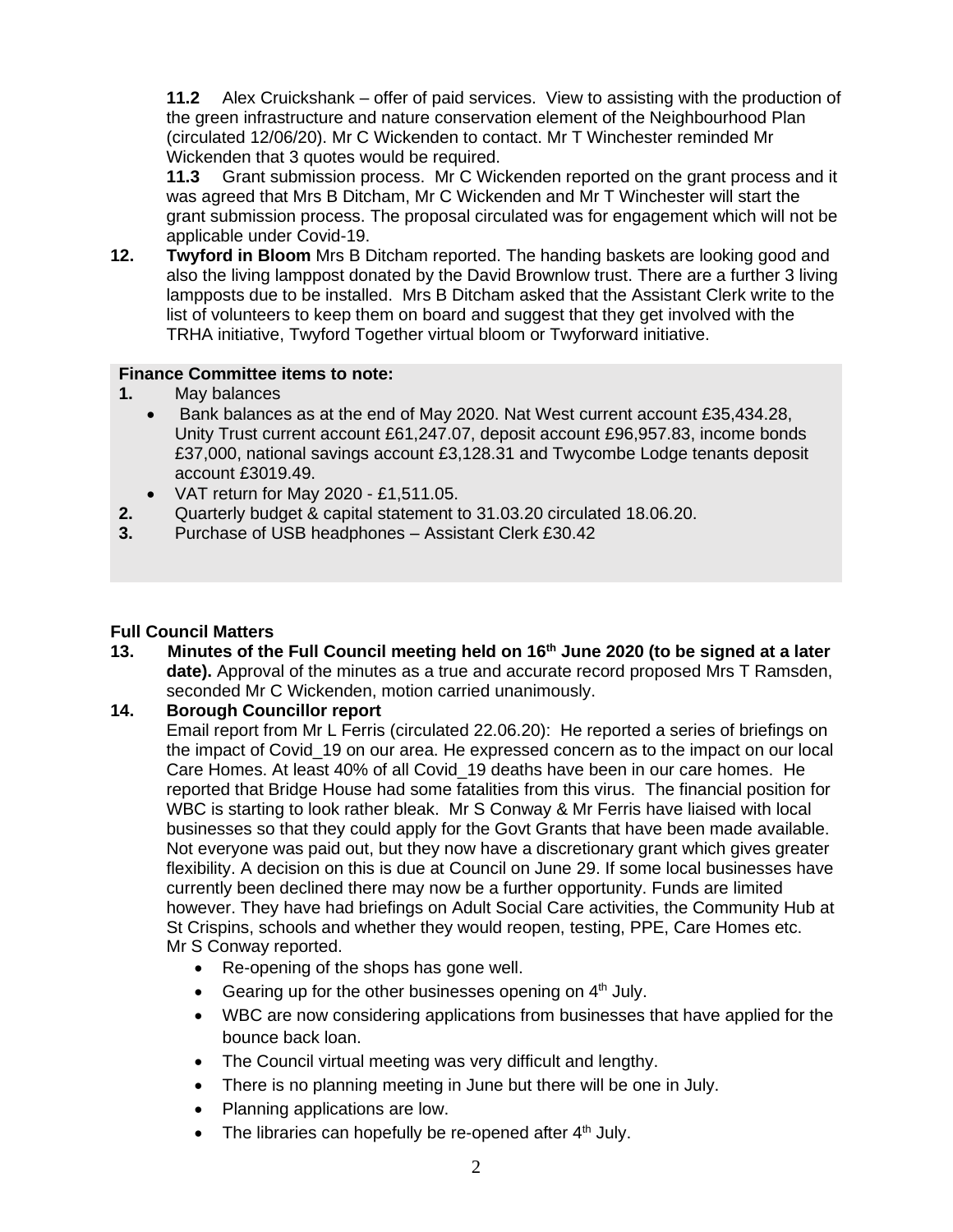**11.2** Alex Cruickshank – offer of paid services. View to assisting with the production of the green infrastructure and nature conservation element of the Neighbourhood Plan (circulated 12/06/20). Mr C Wickenden to contact. Mr T Winchester reminded Mr Wickenden that 3 quotes would be required.

**11.3** Grant submission process. Mr C Wickenden reported on the grant process and it was agreed that Mrs B Ditcham, Mr C Wickenden and Mr T Winchester will start the grant submission process. The proposal circulated was for engagement which will not be applicable under Covid-19.

**12. Twyford in Bloom** Mrs B Ditcham reported. The handing baskets are looking good and also the living lamppost donated by the David Brownlow trust. There are a further 3 living lampposts due to be installed. Mrs B Ditcham asked that the Assistant Clerk write to the list of volunteers to keep them on board and suggest that they get involved with the TRHA initiative, Twyford Together virtual bloom or Twyforward initiative.

**Finance Committee items to note:**

**1.** May balances
- Bank balances as at the end of May 2020. Nat West current account £35,434.28, Unity Trust current account £61,247.07, deposit account £96,957.83, income bonds £37,000, national savings account £3,128.31 and Twycombe Lodge tenants deposit account £3019.49.
- VAT return for May 2020 - £1,511.05.

**2.** Quarterly budget & capital statement to 31.03.20 circulated 18.06.20.

**3.** Purchase of USB headphones – Assistant Clerk £30.42

**Full Council Matters**

**13. Minutes of the Full Council meeting held on 16th June 2020 (to be signed at a later date).** Approval of the minutes as a true and accurate record proposed Mrs T Ramsden, seconded Mr C Wickenden, motion carried unanimously.

**14. Borough Councillor report**

Email report from Mr L Ferris (circulated 22.06.20): He reported a series of briefings on the impact of Covid_19 on our area. He expressed concern as to the impact on our local Care Homes. At least 40% of all Covid_19 deaths have been in our care homes. He reported that Bridge House had some fatalities from this virus. The financial position for WBC is starting to look rather bleak. Mr S Conway & Mr Ferris have liaised with local businesses so that they could apply for the Govt Grants that have been made available. Not everyone was paid out, but they now have a discretionary grant which gives greater flexibility. A decision on this is due at Council on June 29. If some local businesses have currently been declined there may now be a further opportunity. Funds are limited however. They have had briefings on Adult Social Care activities, the Community Hub at St Crispins, schools and whether they would reopen, testing, PPE, Care Homes etc.

Mr S Conway reported.

- Re-opening of the shops has gone well.
- Gearing up for the other businesses opening on 4th July.
- WBC are now considering applications from businesses that have applied for the bounce back loan.
- The Council virtual meeting was very difficult and lengthy.
- There is no planning meeting in June but there will be one in July.
- Planning applications are low.
- The libraries can hopefully be re-opened after 4th July.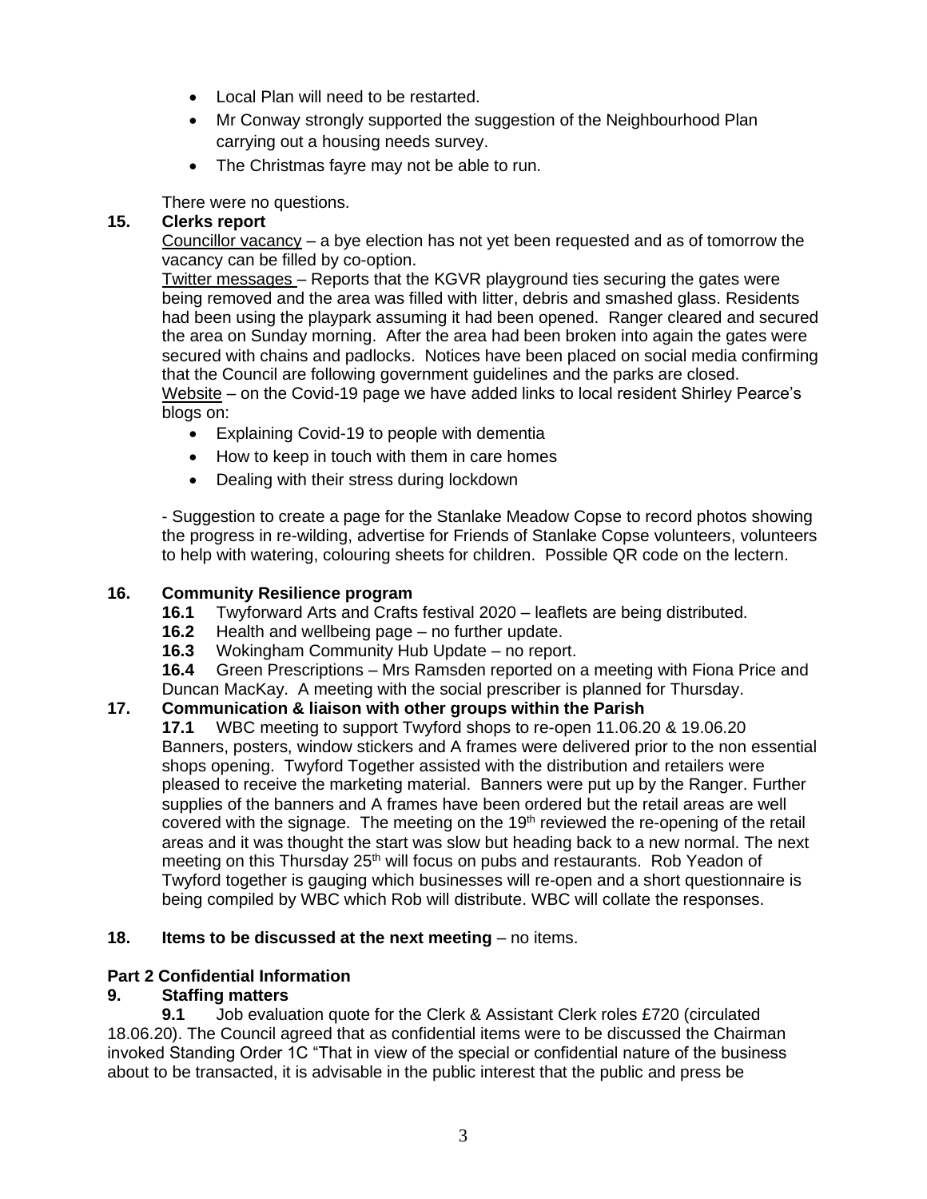- Local Plan will need to be restarted.
- Mr Conway strongly supported the suggestion of the Neighbourhood Plan carrying out a housing needs survey.
- The Christmas fayre may not be able to run.

There were no questions.

**15. Clerks report**

Councillor vacancy – a bye election has not yet been requested and as of tomorrow the vacancy can be filled by co-option.

Twitter messages – Reports that the KGVR playground ties securing the gates were being removed and the area was filled with litter, debris and smashed glass. Residents had been using the playpark assuming it had been opened. Ranger cleared and secured the area on Sunday morning. After the area had been broken into again the gates were secured with chains and padlocks. Notices have been placed on social media confirming that the Council are following government guidelines and the parks are closed.

Website – on the Covid-19 page we have added links to local resident Shirley Pearce's blogs on:

- Explaining Covid-19 to people with dementia
- How to keep in touch with them in care homes
- Dealing with their stress during lockdown

- Suggestion to create a page for the Stanlake Meadow Copse to record photos showing the progress in re-wilding, advertise for Friends of Stanlake Copse volunteers, volunteers to help with watering, colouring sheets for children. Possible QR code on the lectern.

**16. Community Resilience program**

**16.1** Twyforward Arts and Crafts festival 2020 – leaflets are being distributed.

**16.2** Health and wellbeing page – no further update.

**16.3** Wokingham Community Hub Update – no report.

**16.4** Green Prescriptions – Mrs Ramsden reported on a meeting with Fiona Price and Duncan MacKay. A meeting with the social prescriber is planned for Thursday.

**17. Communication & liaison with other groups within the Parish**

**17.1** WBC meeting to support Twyford shops to re-open 11.06.20 & 19.06.20 Banners, posters, window stickers and A frames were delivered prior to the non essential shops opening. Twyford Together assisted with the distribution and retailers were pleased to receive the marketing material. Banners were put up by the Ranger. Further supplies of the banners and A frames have been ordered but the retail areas are well covered with the signage. The meeting on the 19th reviewed the re-opening of the retail areas and it was thought the start was slow but heading back to a new normal. The next meeting on this Thursday 25th will focus on pubs and restaurants. Rob Yeadon of Twyford together is gauging which businesses will re-open and a short questionnaire is being compiled by WBC which Rob will distribute. WBC will collate the responses.

**18. Items to be discussed at the next meeting** – no items.

**Part 2 Confidential Information**

**9. Staffing matters**

**9.1** Job evaluation quote for the Clerk & Assistant Clerk roles £720 (circulated 18.06.20). The Council agreed that as confidential items were to be discussed the Chairman invoked Standing Order 1C "That in view of the special or confidential nature of the business about to be transacted, it is advisable in the public interest that the public and press be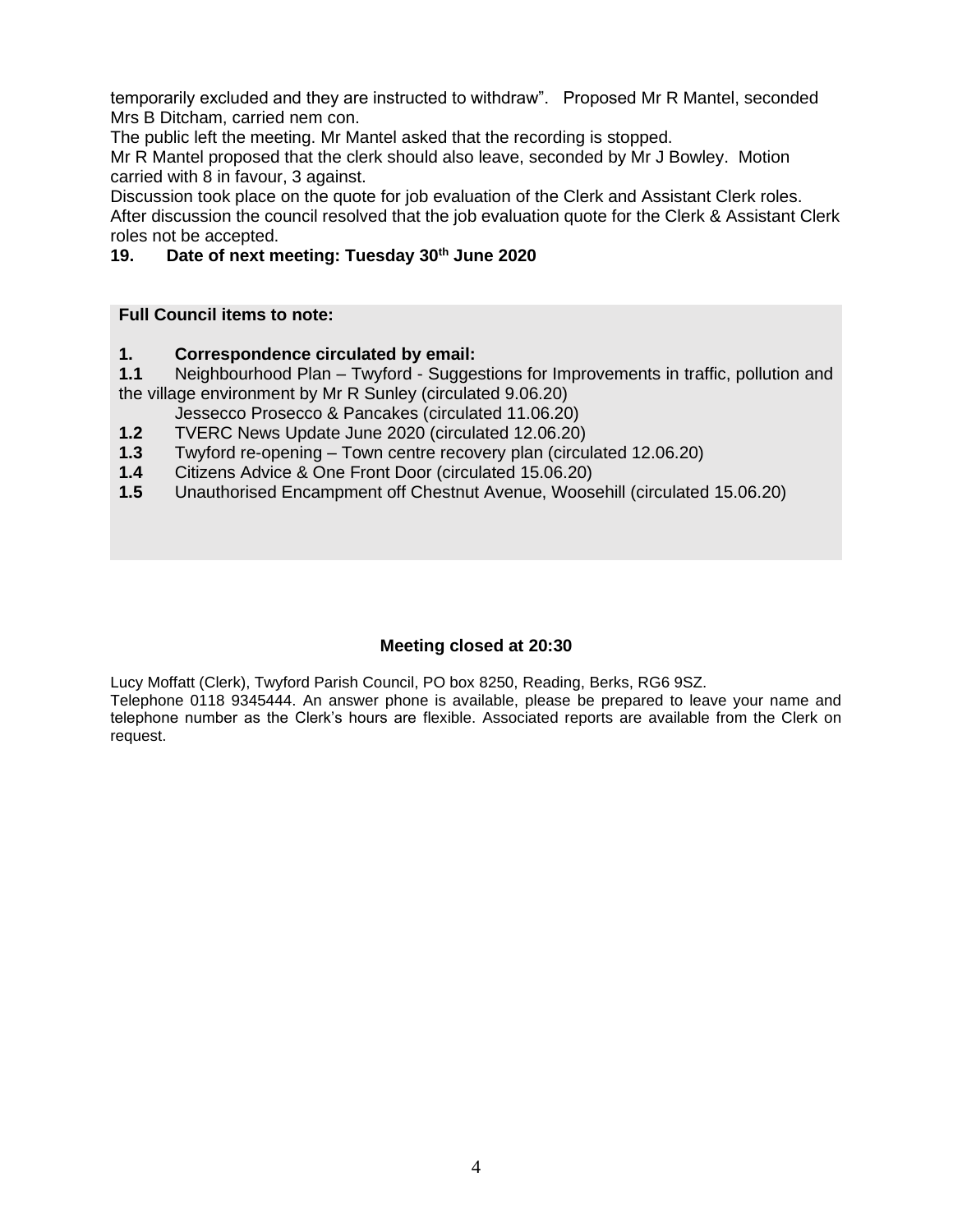temporarily excluded and they are instructed to withdraw". Proposed Mr R Mantel, seconded Mrs B Ditcham, carried nem con.

The public left the meeting. Mr Mantel asked that the recording is stopped.

Mr R Mantel proposed that the clerk should also leave, seconded by Mr J Bowley. Motion carried with 8 in favour, 3 against.

Discussion took place on the quote for job evaluation of the Clerk and Assistant Clerk roles. After discussion the council resolved that the job evaluation quote for the Clerk & Assistant Clerk roles not be accepted.

**19. Date of next meeting: Tuesday 30th June 2020**

**Full Council items to note:**

**1. Correspondence circulated by email:**

**1.1** Neighbourhood Plan – Twyford - Suggestions for Improvements in traffic, pollution and the village environment by Mr R Sunley (circulated 9.06.20)
Jessecco Prosecco & Pancakes (circulated 11.06.20)

**1.2** TVERC News Update June 2020 (circulated 12.06.20)

**1.3** Twyford re-opening – Town centre recovery plan (circulated 12.06.20)

**1.4** Citizens Advice & One Front Door (circulated 15.06.20)

**1.5** Unauthorised Encampment off Chestnut Avenue, Woosehill (circulated 15.06.20)

**Meeting closed at 20:30**

Lucy Moffatt (Clerk), Twyford Parish Council, PO box 8250, Reading, Berks, RG6 9SZ.
Telephone 0118 9345444. An answer phone is available, please be prepared to leave your name and telephone number as the Clerk's hours are flexible. Associated reports are available from the Clerk on request.